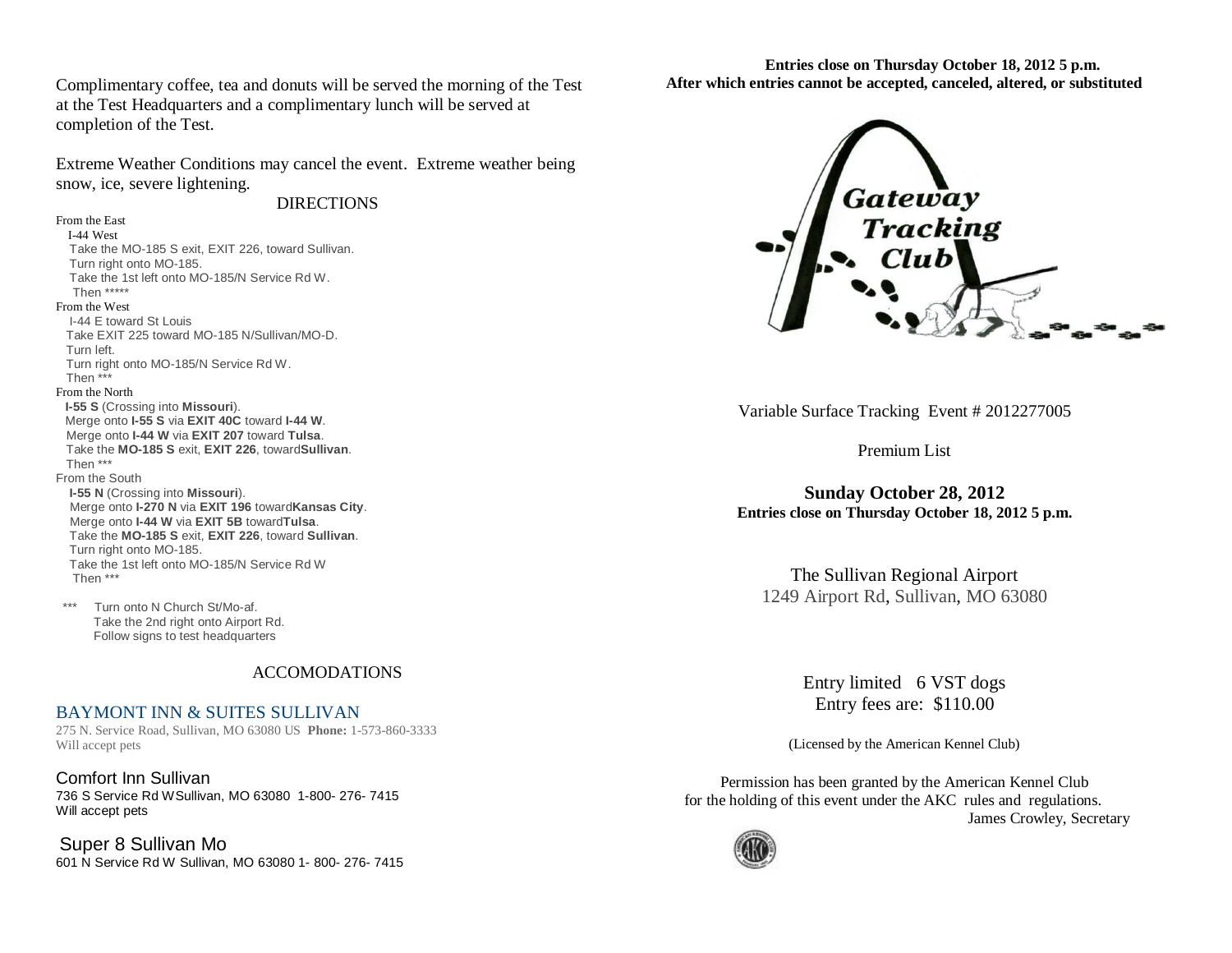Complimentary coffee, tea and donuts will be served the morning of the Test at the Test Headquarters and a complimentary lunch will be served at completion of the Test.

Extreme Weather Conditions may cancel the event. Extreme weather being snow, ice, severe lightening.

## DIRECTIONS

**From the East**

I-44 West
Take the MO-185 S exit, EXIT 226, toward Sullivan.
Turn right onto MO-185.
Take the 1st left onto MO-185/N Service Rd W.
Then *****

**From the West**

I-44 E toward St Louis
Take EXIT 225 toward MO-185 N/Sullivan/MO-D.
Turn left.
Turn right onto MO-185/N Service Rd W.
Then ***

**From the North**

**I-55 S** (Crossing into **Missouri**).
Merge onto **I-55 S** via **EXIT 40C** toward **I-44 W**.
Merge onto **I-44 W** via **EXIT 207** toward **Tulsa**.
Take the **MO-185 S** exit, **EXIT 226**, toward**Sullivan**.
Then ***

**From the South**

**I-55 N** (Crossing into **Missouri**).
Merge onto **I-270 N** via **EXIT 196** toward**Kansas City**.
Merge onto **I-44 W** via **EXIT 5B** toward**Tulsa**.
Take the **MO-185 S** exit, **EXIT 226**, toward **Sullivan**.
Turn right onto MO-185.
Take the 1st left onto MO-185/N Service Rd W
Then ***

*** Turn onto N Church St/Mo-af.
Take the 2nd right onto Airport Rd.
Follow signs to test headquarters

## ACCOMODATIONS

### BAYMONT INN & SUITES SULLIVAN

275 N. Service Road, Sullivan, MO 63080 US **Phone:** 1-573-860-3333
Will accept pets

### Comfort Inn Sullivan

736 S Service Rd WSullivan, MO 63080 1-800- 276- 7415
Will accept pets

### Super 8 Sullivan Mo

601 N Service Rd W Sullivan, MO 63080 1- 800- 276- 7415

**Entries close on Thursday October 18, 2012 5 p.m.**
**After which entries cannot be accepted, canceled, altered, or substituted**

Gateway Tracking Club

Variable Surface Tracking Event # 2012277005

Premium List

**Sunday October 28, 2012**
**Entries close on Thursday October 18, 2012 5 p.m.**

The Sullivan Regional Airport
1249 Airport Rd, Sullivan, MO 63080

Entry limited 6 VST dogs
Entry fees are: $110.00

(Licensed by the American Kennel Club)

Permission has been granted by the American Kennel Club for the holding of this event under the AKC rules and regulations.
James Crowley, Secretary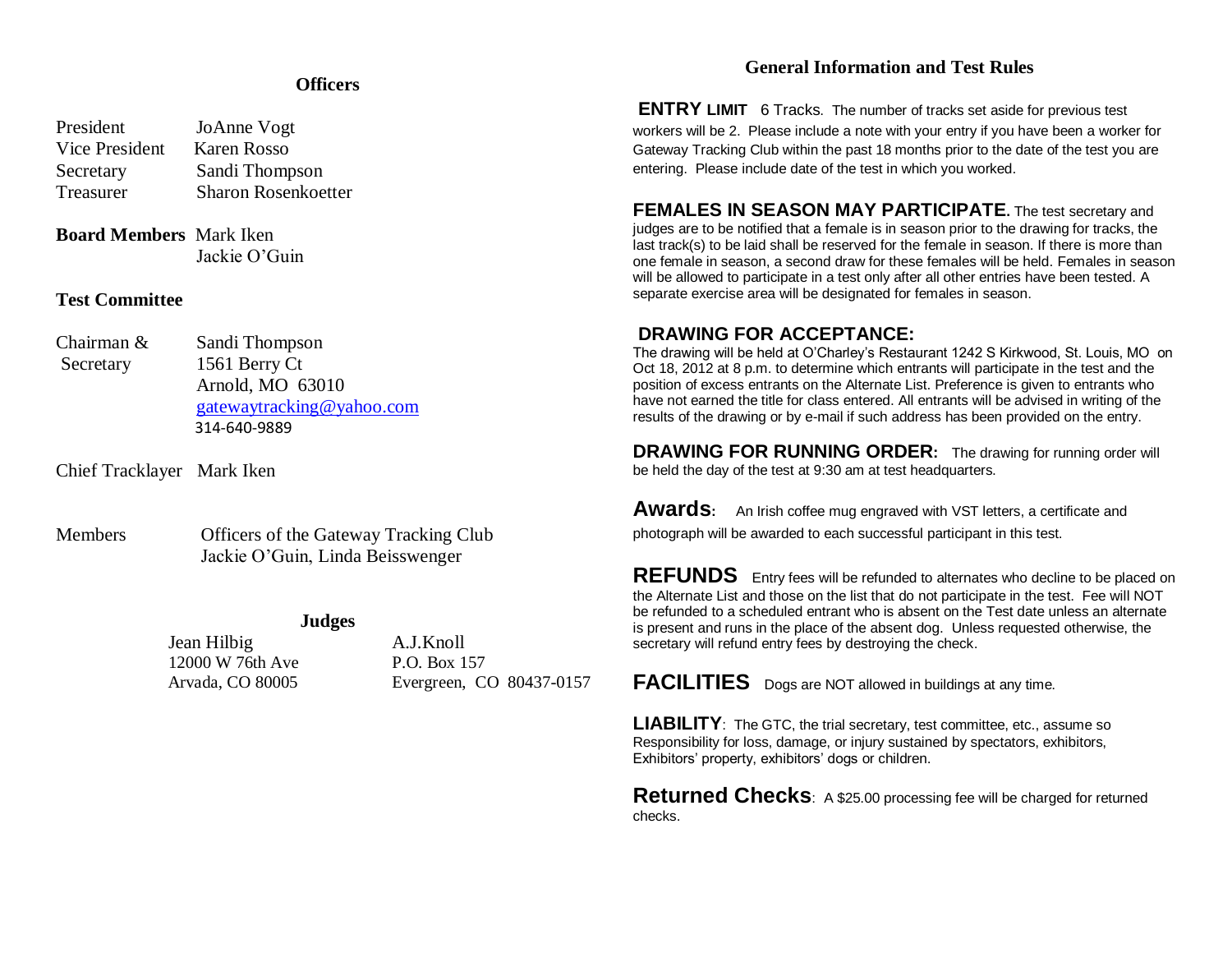## Officers

President JoAnne Vogt
Vice President Karen Rosso
Secretary Sandi Thompson
Treasurer Sharon Rosenkoetter

**Board Members** Mark Iken
Jackie O'Guin

### Test Committee

Chairman & Secretary
Sandi Thompson
1561 Berry Ct
Arnold, MO 63010
gatewaytracking@yahoo.com
314-640-9889

Chief Tracklayer Mark Iken

Members Officers of the Gateway Tracking Club
Jackie O'Guin, Linda Beisswenger

### Judges

Jean Hilbig
12000 W 76th Ave
Arvada, CO 80005

A.J.Knoll
P.O. Box 157
Evergreen, CO 80437-0157

## General Information and Test Rules

**ENTRY LIMIT** 6 Tracks. The number of tracks set aside for previous test workers will be 2. Please include a note with your entry if you have been a worker for Gateway Tracking Club within the past 18 months prior to the date of the test you are entering. Please include date of the test in which you worked.

**FEMALES IN SEASON MAY PARTICIPATE.** The test secretary and judges are to be notified that a female is in season prior to the drawing for tracks, the last track(s) to be laid shall be reserved for the female in season. If there is more than one female in season, a second draw for these females will be held. Females in season will be allowed to participate in a test only after all other entries have been tested. A separate exercise area will be designated for females in season.

**DRAWING FOR ACCEPTANCE:**
The drawing will be held at O'Charley's Restaurant 1242 S Kirkwood, St. Louis, MO on Oct 18, 2012 at 8 p.m. to determine which entrants will participate in the test and the position of excess entrants on the Alternate List. Preference is given to entrants who have not earned the title for class entered. All entrants will be advised in writing of the results of the drawing or by e-mail if such address has been provided on the entry.

**DRAWING FOR RUNNING ORDER:** The drawing for running order will be held the day of the test at 9:30 am at test headquarters.

**Awards:** An Irish coffee mug engraved with VST letters, a certificate and photograph will be awarded to each successful participant in this test.

**REFUNDS** Entry fees will be refunded to alternates who decline to be placed on the Alternate List and those on the list that do not participate in the test. Fee will NOT be refunded to a scheduled entrant who is absent on the Test date unless an alternate is present and runs in the place of the absent dog. Unless requested otherwise, the secretary will refund entry fees by destroying the check.

**FACILITIES** Dogs are NOT allowed in buildings at any time.

**LIABILITY**: The GTC, the trial secretary, test committee, etc., assume so Responsibility for loss, damage, or injury sustained by spectators, exhibitors, Exhibitors' property, exhibitors' dogs or children.

**Returned Checks**: A $25.00 processing fee will be charged for returned checks.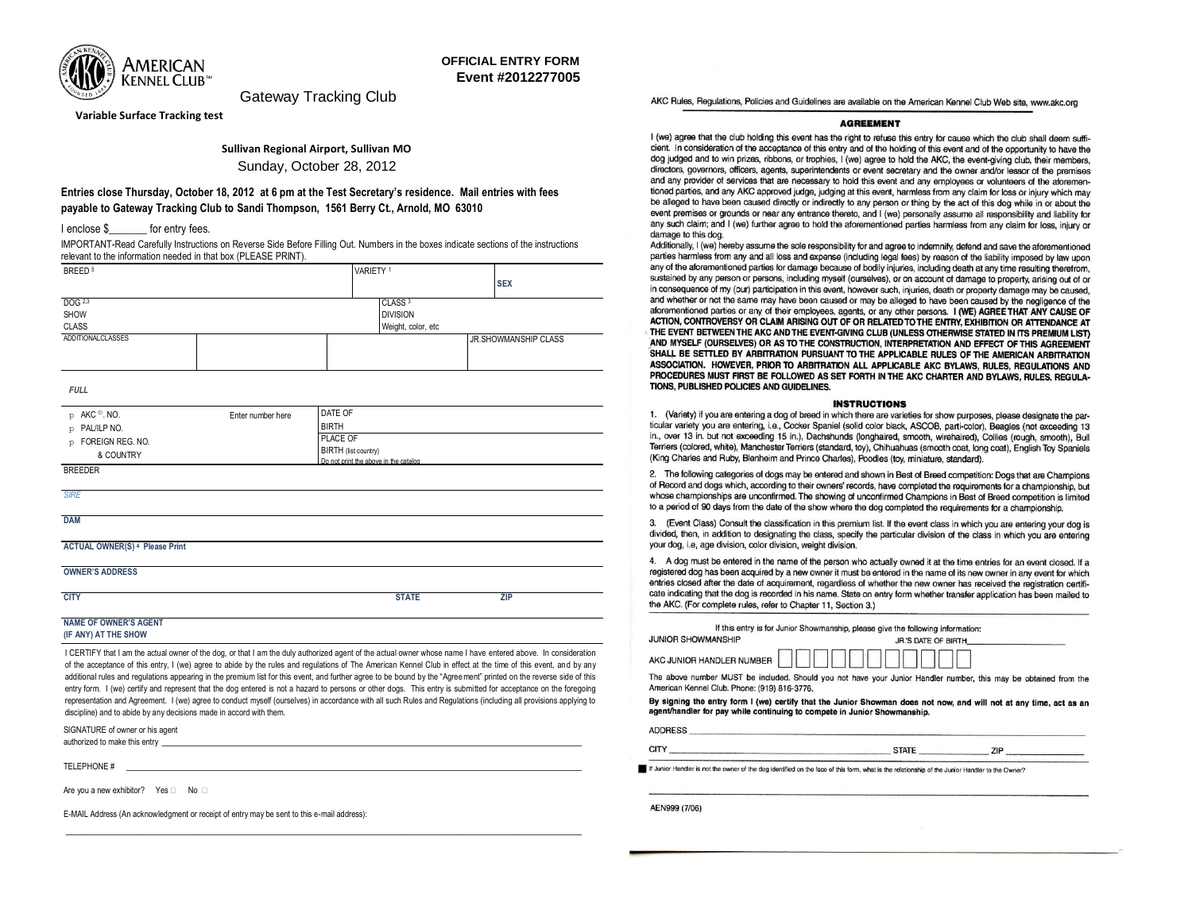AMERICAN KENNEL CLUB℠

**OFFICIAL ENTRY FORM**
**Event #2012277005**

Gateway Tracking Club

**Variable Surface Tracking test**

**Sullivan Regional Airport, Sullivan MO**

Sunday, October 28, 2012

**Entries close Thursday, October 18, 2012 at 6 pm at the Test Secretary's residence. Mail entries with fees payable to Gateway Tracking Club to Sandi Thompson, 1561 Berry Ct., Arnold, MO 63010**

I enclose $_______ for entry fees.

IMPORTANT-Read Carefully Instructions on Reverse Side Before Filling Out. Numbers in the boxes indicate sections of the instructions relevant to the information needed in that box (PLEASE PRINT).

| BREED [5] | | VARIETY [1] | | SEX |
|---|---|---|---|---|
| DOG [2,3] SHOW CLASS | | | CLASS [3] DIVISION Weight, color, etc | |
| ADDITIONAL CLASSES | | | | JR.SHOWMANSHIP CLASS |

*FULL*

| AKC ®. NO. / PAL/ILP NO. / FOREIGN REG. NO. & COUNTRY | Enter number here | DATE OF BIRTH |
|---|---|---|
| | | PLACE OF BIRTH (list country) Do not print the above in the catalog |

BREEDER

SIRE

DAM

**ACTUAL OWNER(S) [4] Please Print**

**OWNER'S ADDRESS**

**CITY** **STATE** **ZIP**

**NAME OF OWNER'S AGENT (IF ANY) AT THE SHOW**

I CERTIFY that I am the actual owner of the dog, or that I am the duly authorized agent of the actual owner whose name I have entered above. In consideration of the acceptance of this entry, I (we) agree to abide by the rules and regulations of The American Kennel Club in effect at the time of this event, and by any additional rules and regulations appearing in the premium list for this event, and further agree to be bound by the "Agreement" printed on the reverse side of this entry form. I (we) certify and represent that the dog entered is not a hazard to persons or other dogs. This entry is submitted for acceptance on the foregoing representation and Agreement. I (we) agree to conduct myself (ourselves) in accordance with all such Rules and Regulations (including all provisions applying to discipline) and to abide by any decisions made in accord with them.

SIGNATURE of owner or his agent authorized to make this entry ____________________

TELEPHONE # ____________________

Are you a new exhibitor? Yes ☐ No ☐

E-MAIL Address (An acknowledgment or receipt of entry may be sent to this e-mail address):

____________________

AKC Rules, Regulations, Policies and Guidelines are available on the American Kennel Club Web site, www.akc.org

## AGREEMENT

I (we) agree that the club holding this event has the right to refuse this entry for cause which the club shall deem sufficient. In consideration of the acceptance of this entry and of the holding of this event and of the opportunity to have the dog judged and to win prizes, ribbons, or trophies, I (we) agree to hold the AKC, the event-giving club, their members, directors, governors, officers, agents, superintendents or event secretary and the owner and/or lessor of the premises and any provider of services that are necessary to hold this event and any employees or volunteers of the aforementioned parties, and any AKC approved judge, judging at this event, harmless from any claim for loss or injury which may be alleged to have been caused directly or indirectly to any person or thing by the act of this dog while in or about the event premises or grounds or near any entrance thereto, and I (we) personally assume all responsibility and liability for any such claim; and I (we) further agree to hold the aforementioned parties harmless from any claim for loss, injury or damage to this dog.

Additionally, I (we) hereby assume the sole responsibility for and agree to indemnify, defend and save the aforementioned parties harmless from any and all loss and expense (including legal fees) by reason of the liability imposed by law upon any of the aforementioned parties for damage because of bodily injuries, including death at any time resulting therefrom, sustained by any person or persons, including myself (ourselves), or on account of damage to property, arising out of or in consequence of my (our) participation in this event, however such, injuries, death or property damage may be caused, and whether or not the same may have been caused or may be alleged to have been caused by the negligence of the aforementioned parties or any of their employees, agents, or any other persons. **I (WE) AGREE THAT ANY CAUSE OF ACTION, CONTROVERSY OR CLAIM ARISING OUT OF OR RELATED TO THE ENTRY, EXHIBITION OR ATTENDANCE AT THE EVENT BETWEEN THE AKC AND THE EVENT-GIVING CLUB (UNLESS OTHERWISE STATED IN ITS PREMIUM LIST) AND MYSELF (OURSELVES) OR AS TO THE CONSTRUCTION, INTERPRETATION AND EFFECT OF THIS AGREEMENT SHALL BE SETTLED BY ARBITRATION PURSUANT TO THE APPLICABLE RULES OF THE AMERICAN ARBITRATION ASSOCIATION. HOWEVER, PRIOR TO ARBITRATION ALL APPLICABLE AKC BYLAWS, RULES, REGULATIONS AND PROCEDURES MUST FIRST BE FOLLOWED AS SET FORTH IN THE AKC CHARTER AND BYLAWS, RULES, REGULATIONS, PUBLISHED POLICIES AND GUIDELINES.**

## INSTRUCTIONS

1. (Variety) if you are entering a dog of breed in which there are varieties for show purposes, please designate the particular variety you are entering, i.e., Cocker Spaniel (solid color black, ASCOB, parti-color), Beagles (not exceeding 13 in., over 13 in. but not exceeding 15 in.), Dachshunds (longhaired, smooth, wirehaired), Collies (rough, smooth), Bull Terriers (colored, white), Manchester Terriers (standard, toy), Chihuahuas (smooth coat, long coat), English Toy Spaniels (King Charles and Ruby, Blenheim and Prince Charles), Poodles (toy, miniature, standard).

2. The following categories of dogs may be entered and shown in Best of Breed competition: Dogs that are Champions of Record and dogs which, according to their owners' records, have completed the requirements for a championship, but whose championships are unconfirmed. The showing of unconfirmed Champions in Best of Breed competition is limited to a period of 90 days from the date of the show where the dog completed the requirements for a championship.

3. (Event Class) Consult the classification in this premium list. If the event class in which you are entering your dog is divided, then, in addition to designating the class, specify the particular division of the class in which you are entering your dog, i.e, age division, color division, weight division.

4. A dog must be entered in the name of the person who actually owned it at the time entries for an event closed. If a registered dog has been acquired by a new owner it must be entered in the name of its new owner in any event for which entries closed after the date of acquirement, regardless of whether the new owner has received the registration certificate indicating that the dog is recorded in his name. State on entry form whether transfer application has been mailed to the AKC. (For complete rules, refer to Chapter 11, Section 3.)

If this entry is for Junior Showmanship, please give the following information:

JUNIOR SHOWMANSHIP JR.'S DATE OF BIRTH____________

AKC JUNIOR HANDLER NUMBER ☐☐☐☐☐☐☐☐☐☐☐

The above number MUST be included. Should you not have your Junior Handler number, this may be obtained from the American Kennel Club. Phone: (919) 816-3776.

**By signing the entry form I (we) certify that the Junior Showman does not now, and will not at any time, act as an agent/handler for pay while continuing to compete in Junior Showmanship.**

ADDRESS ____________________

CITY ____________ STATE ________ ZIP ________

If Junior Handler is not the owner of the dog identified on the face of this form, what is the relationship of the Junior Handler to the Owner?

AEN999 (7/06)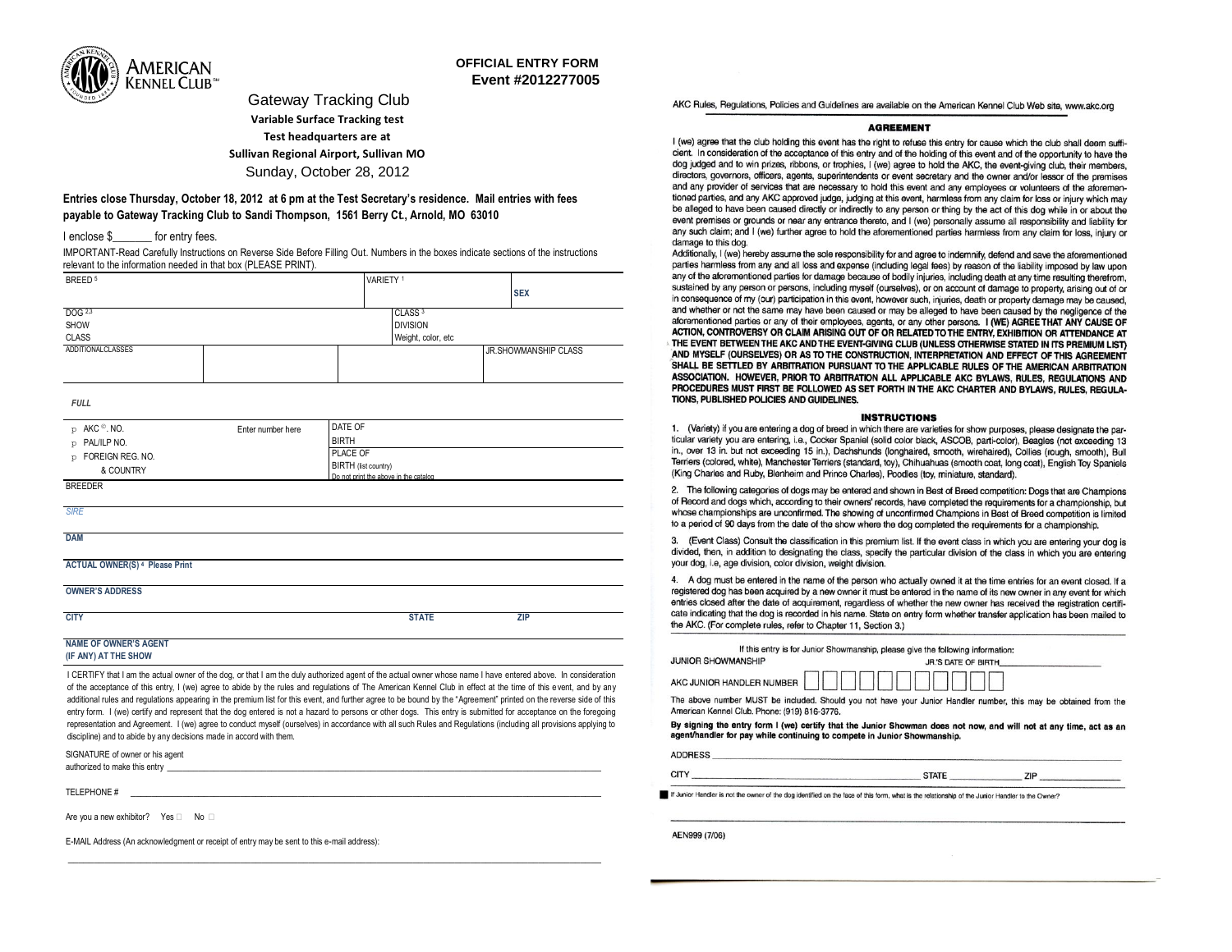AMERICAN KENNEL CLUB℠

**OFFICIAL ENTRY FORM**
**Event #2012277005**

Gateway Tracking Club
**Variable Surface Tracking test**
**Test headquarters are at**
**Sullivan Regional Airport, Sullivan MO**
Sunday, October 28, 2012

**Entries close Thursday, October 18, 2012 at 6 pm at the Test Secretary's residence. Mail entries with fees payable to Gateway Tracking Club to Sandi Thompson, 1561 Berry Ct., Arnold, MO 63010**

I enclose $_______ for entry fees.

IMPORTANT-Read Carefully Instructions on Reverse Side Before Filling Out. Numbers in the boxes indicate sections of the instructions relevant to the information needed in that box (PLEASE PRINT).

| | | | |
|---|---|---|---|
| BREED [5] | | VARIETY [1] | SEX |
| DOG [2,3] SHOW CLASS | | CLASS [3] DIVISION Weight, color, etc | |
| ADDITIONAL CLASSES | | | JR.SHOWMANSHIP CLASS |

*FULL*

| | | | |
|---|---|---|---|
| AKC ®. NO. / PAL/ILP NO. / FOREIGN REG. NO. & COUNTRY | Enter number here | DATE OF BIRTH | |
| | | PLACE OF BIRTH (list country) Do not print the above in the catalog | |

BREEDER

*SIRE*

**DAM**

**ACTUAL OWNER(S) [4] Please Print**

**OWNER'S ADDRESS**

**CITY** **STATE** **ZIP**

**NAME OF OWNER'S AGENT (IF ANY) AT THE SHOW**

I CERTIFY that I am the actual owner of the dog, or that I am the duly authorized agent of the actual owner whose name I have entered above. In consideration of the acceptance of this entry, I (we) agree to abide by the rules and regulations of The American Kennel Club in effect at the time of this event, and by any additional rules and regulations appearing in the premium list for this event, and further agree to be bound by the "Agreement" printed on the reverse side of this entry form. I (we) certify and represent that the dog entered is not a hazard to persons or other dogs. This entry is submitted for acceptance on the foregoing representation and Agreement. I (we) agree to conduct myself (ourselves) in accordance with all such Rules and Regulations (including all provisions applying to discipline) and to abide by any decisions made in accord with them.

SIGNATURE of owner or his agent authorized to make this entry ______________________________

TELEPHONE # ______________________________

Are you a new exhibitor? Yes ☐ No ☐

E-MAIL Address (An acknowledgment or receipt of entry may be sent to this e-mail address):

______________________________

AKC Rules, Regulations, Policies and Guidelines are available on the American Kennel Club Web site, www.akc.org

## AGREEMENT

I (we) agree that the club holding this event has the right to refuse this entry for cause which the club shall deem sufficient. In consideration of the acceptance of this entry and of the holding of this event and of the opportunity to have the dog judged and to win prizes, ribbons, or trophies, I (we) agree to hold the AKC, the event-giving club, their members, directors, governors, officers, agents, superintendents or event secretary and the owner and/or lessor of the premises and any provider of services that are necessary to hold this event and any employees or volunteers of the aforementioned parties, and any AKC approved judge, judging at this event, harmless from any claim for loss or injury which may be alleged to have been caused directly or indirectly to any person or thing by the act of this dog while in or about the event premises or grounds or near any entrance thereto, and I (we) personally assume all responsibility and liability for any such claim; and I (we) further agree to hold the aforementioned parties harmless from any claim for loss, injury or damage to this dog.

Additionally, I (we) hereby assume the sole responsibility for and agree to indemnify, defend and save the aforementioned parties harmless from any and all loss and expense (including legal fees) by reason of the liability imposed by law upon any of the aforementioned parties for damage because of bodily injuries, including death at any time resulting therefrom, sustained by any person or persons, including myself (ourselves), or on account of damage to property, arising out of or in consequence of my (our) participation in this event, however such, injuries, death or property damage may be caused, and whether or not the same may have been caused or may be alleged to have been caused by the negligence of the aforementioned parties or any of their employees, agents, or any other persons. **I (WE) AGREE THAT ANY CAUSE OF ACTION, CONTROVERSY OR CLAIM ARISING OUT OF OR RELATED TO THE ENTRY, EXHIBITION OR ATTENDANCE AT THE EVENT BETWEEN THE AKC AND THE EVENT-GIVING CLUB (UNLESS OTHERWISE STATED IN ITS PREMIUM LIST) AND MYSELF (OURSELVES) OR AS TO THE CONSTRUCTION, INTERPRETATION AND EFFECT OF THIS AGREEMENT SHALL BE SETTLED BY ARBITRATION PURSUANT TO THE APPLICABLE RULES OF THE AMERICAN ARBITRATION ASSOCIATION. HOWEVER, PRIOR TO ARBITRATION ALL APPLICABLE AKC BYLAWS, RULES, REGULATIONS AND PROCEDURES MUST FIRST BE FOLLOWED AS SET FORTH IN THE AKC CHARTER AND BYLAWS, RULES, REGULATIONS, PUBLISHED POLICIES AND GUIDELINES.**

## INSTRUCTIONS

1. (Variety) if you are entering a dog of breed in which there are varieties for show purposes, please designate the particular variety you are entering, i.e., Cocker Spaniel (solid color black, ASCOB, parti-color), Beagles (not exceeding 13 in., over 13 in. but not exceeding 15 in.), Dachshunds (longhaired, smooth, wirehaired), Collies (rough, smooth), Bull Terriers (colored, white), Manchester Terriers (standard, toy), Chihuahuas (smooth coat, long coat), English Toy Spaniels (King Charles and Ruby, Blenheim and Prince Charles), Poodles (toy, miniature, standard).

2. The following categories of dogs may be entered and shown in Best of Breed competition: Dogs that are Champions of Record and dogs which, according to their owners' records, have completed the requirements for a championship, but whose championships are unconfirmed. The showing of unconfirmed Champions in Best of Breed competition is limited to a period of 90 days from the date of the show where the dog completed the requirements for a championship.

3. (Event Class) Consult the classification in this premium list. If the event class in which you are entering your dog is divided, then, in addition to designating the class, specify the particular division of the class in which you are entering your dog, i.e, age division, color division, weight division.

4. A dog must be entered in the name of the person who actually owned it at the time entries for an event closed. If a registered dog has been acquired by a new owner it must be entered in the name of its new owner in any event for which entries closed after the date of acquirement, regardless of whether the new owner has received the registration certificate indicating that the dog is recorded in his name. State on entry form whether transfer application has been mailed to the AKC. (For complete rules, refer to Chapter 11, Section 3.)

If this entry is for Junior Showmanship, please give the following information:

JUNIOR SHOWMANSHIP JR.'S DATE OF BIRTH______________

AKC JUNIOR HANDLER NUMBER ☐☐☐☐☐☐☐☐☐☐☐

The above number MUST be included. Should you not have your Junior Handler number, this may be obtained from the American Kennel Club. Phone: (919) 816-3776.

**By signing the entry form I (we) certify that the Junior Showman does not now, and will not at any time, act as an agent/handler for pay while continuing to compete in Junior Showmanship.**

ADDRESS ______________________________

CITY ______________ STATE ______________ ZIP ______________

If Junior Handler is not the owner of the dog identified on the face of this form, what is the relationship of the Junior Handler to the Owner?

______________________________

AEN999 (7/06)